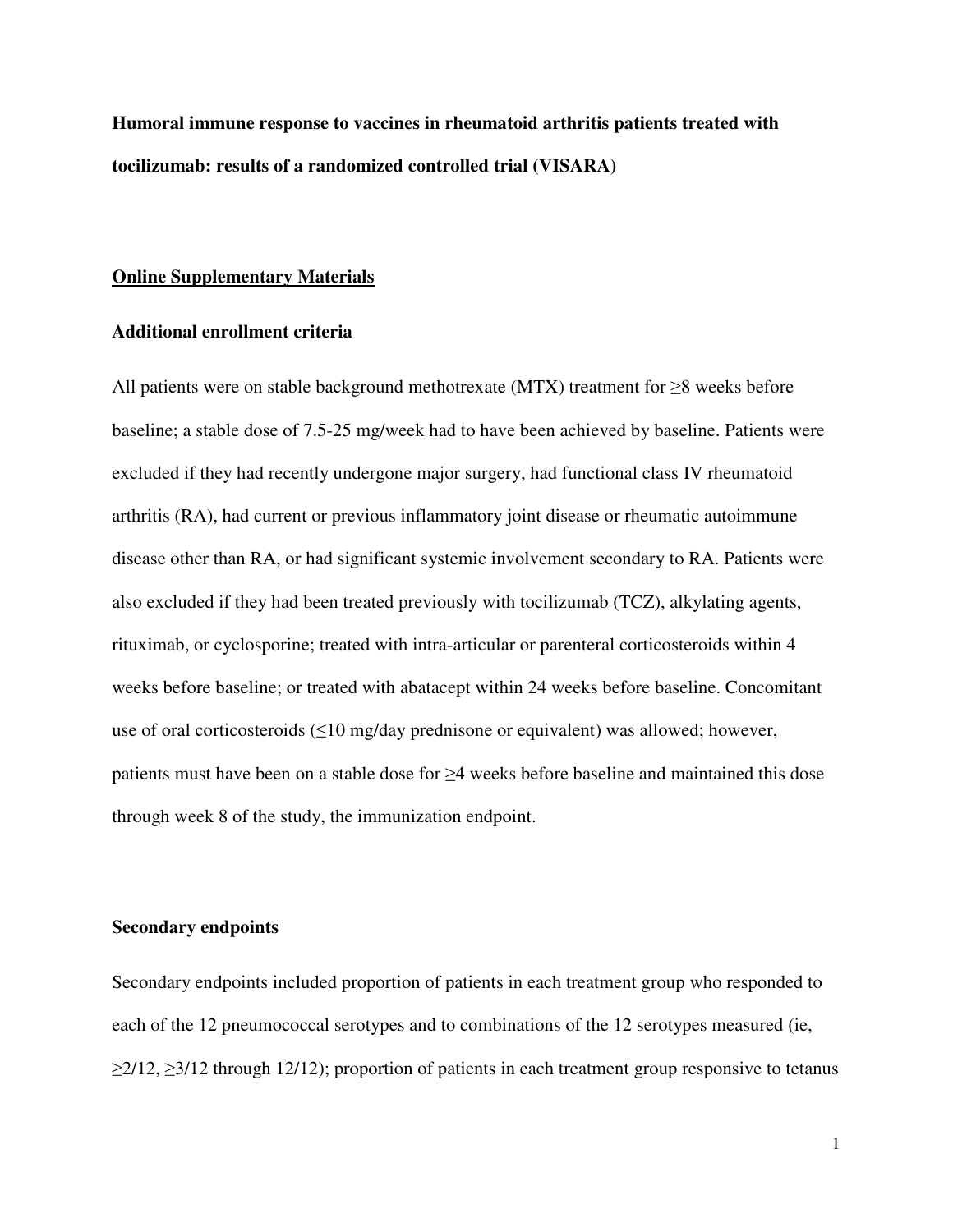**Humoral immune response to vaccines in rheumatoid arthritis patients treated with tocilizumab: results of a randomized controlled trial (VISARA)**

## Online Supplementary Materials

### Additional enrollment criteria

All patients were on stable background methotrexate (MTX) treatment for ≥8 weeks before baseline; a stable dose of 7.5-25 mg/week had to have been achieved by baseline. Patients were excluded if they had recently undergone major surgery, had functional class IV rheumatoid arthritis (RA), had current or previous inflammatory joint disease or rheumatic autoimmune disease other than RA, or had significant systemic involvement secondary to RA. Patients were also excluded if they had been treated previously with tocilizumab (TCZ), alkylating agents, rituximab, or cyclosporine; treated with intra-articular or parenteral corticosteroids within 4 weeks before baseline; or treated with abatacept within 24 weeks before baseline. Concomitant use of oral corticosteroids (≤10 mg/day prednisone or equivalent) was allowed; however, patients must have been on a stable dose for ≥4 weeks before baseline and maintained this dose through week 8 of the study, the immunization endpoint.

### Secondary endpoints

Secondary endpoints included proportion of patients in each treatment group who responded to each of the 12 pneumococcal serotypes and to combinations of the 12 serotypes measured (ie, ≥2/12, ≥3/12 through 12/12); proportion of patients in each treatment group responsive to tetanus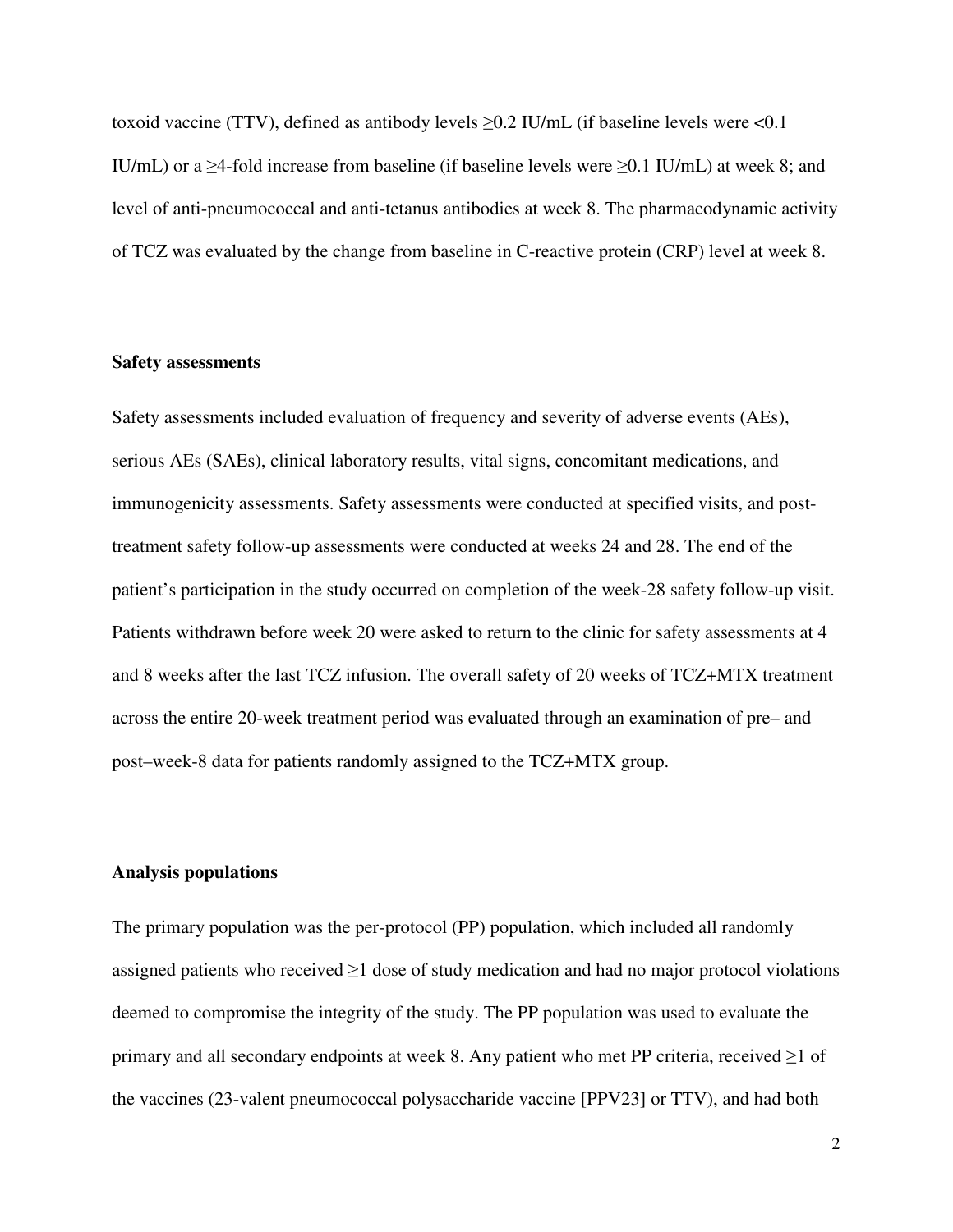toxoid vaccine (TTV), defined as antibody levels ≥0.2 IU/mL (if baseline levels were <0.1 IU/mL) or a ≥4-fold increase from baseline (if baseline levels were ≥0.1 IU/mL) at week 8; and level of anti-pneumococcal and anti-tetanus antibodies at week 8. The pharmacodynamic activity of TCZ was evaluated by the change from baseline in C-reactive protein (CRP) level at week 8.

### Safety assessments

Safety assessments included evaluation of frequency and severity of adverse events (AEs), serious AEs (SAEs), clinical laboratory results, vital signs, concomitant medications, and immunogenicity assessments. Safety assessments were conducted at specified visits, and post-treatment safety follow-up assessments were conducted at weeks 24 and 28. The end of the patient's participation in the study occurred on completion of the week-28 safety follow-up visit. Patients withdrawn before week 20 were asked to return to the clinic for safety assessments at 4 and 8 weeks after the last TCZ infusion. The overall safety of 20 weeks of TCZ+MTX treatment across the entire 20-week treatment period was evaluated through an examination of pre– and post–week-8 data for patients randomly assigned to the TCZ+MTX group.

### Analysis populations

The primary population was the per-protocol (PP) population, which included all randomly assigned patients who received ≥1 dose of study medication and had no major protocol violations deemed to compromise the integrity of the study. The PP population was used to evaluate the primary and all secondary endpoints at week 8. Any patient who met PP criteria, received ≥1 of the vaccines (23-valent pneumococcal polysaccharide vaccine [PPV23] or TTV), and had both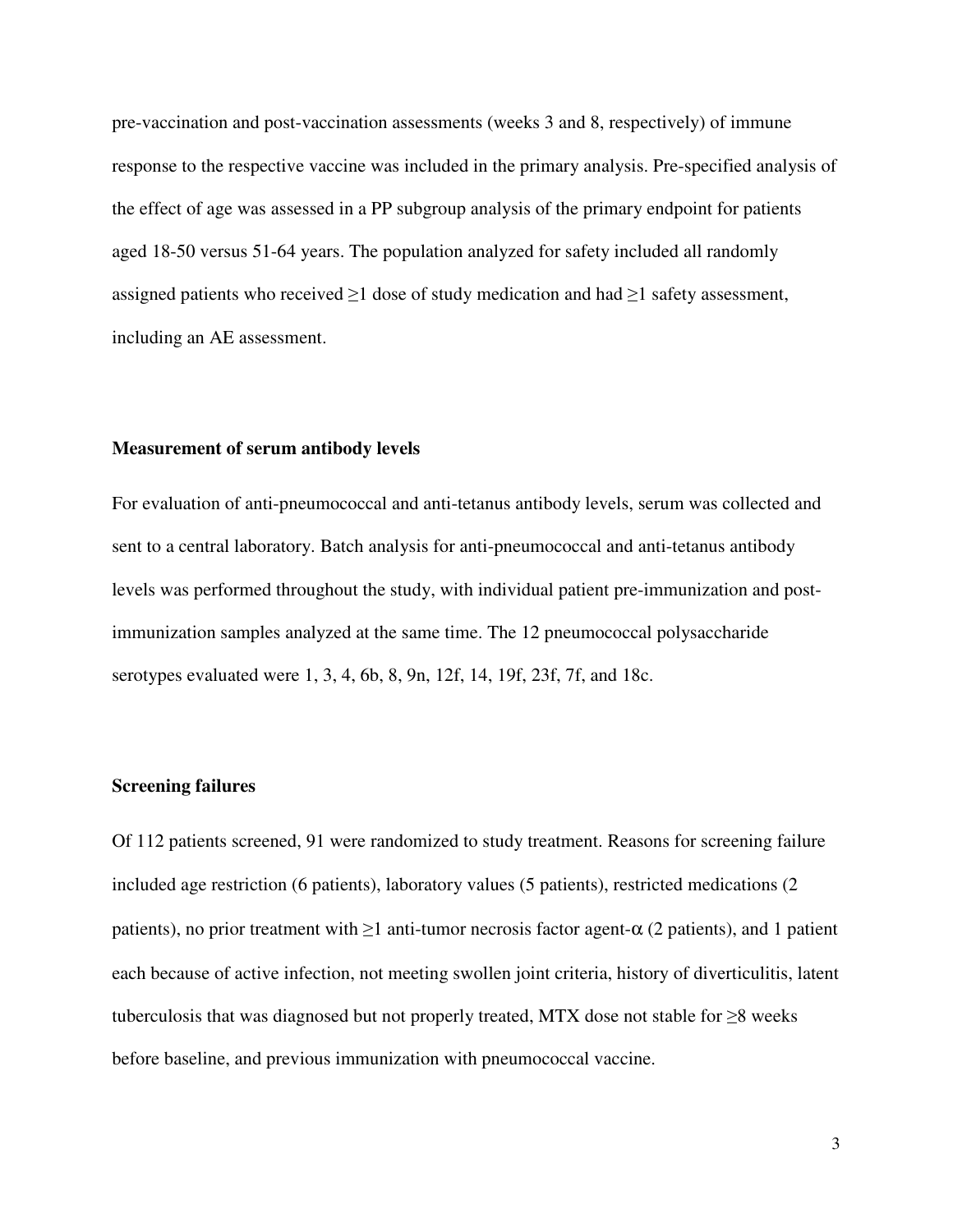pre-vaccination and post-vaccination assessments (weeks 3 and 8, respectively) of immune response to the respective vaccine was included in the primary analysis. Pre-specified analysis of the effect of age was assessed in a PP subgroup analysis of the primary endpoint for patients aged 18-50 versus 51-64 years. The population analyzed for safety included all randomly assigned patients who received ≥1 dose of study medication and had ≥1 safety assessment, including an AE assessment.

### Measurement of serum antibody levels

For evaluation of anti-pneumococcal and anti-tetanus antibody levels, serum was collected and sent to a central laboratory. Batch analysis for anti-pneumococcal and anti-tetanus antibody levels was performed throughout the study, with individual patient pre-immunization and post-immunization samples analyzed at the same time. The 12 pneumococcal polysaccharide serotypes evaluated were 1, 3, 4, 6b, 8, 9n, 12f, 14, 19f, 23f, 7f, and 18c.

### Screening failures

Of 112 patients screened, 91 were randomized to study treatment. Reasons for screening failure included age restriction (6 patients), laboratory values (5 patients), restricted medications (2 patients), no prior treatment with ≥1 anti-tumor necrosis factor agent-α (2 patients), and 1 patient each because of active infection, not meeting swollen joint criteria, history of diverticulitis, latent tuberculosis that was diagnosed but not properly treated, MTX dose not stable for ≥8 weeks before baseline, and previous immunization with pneumococcal vaccine.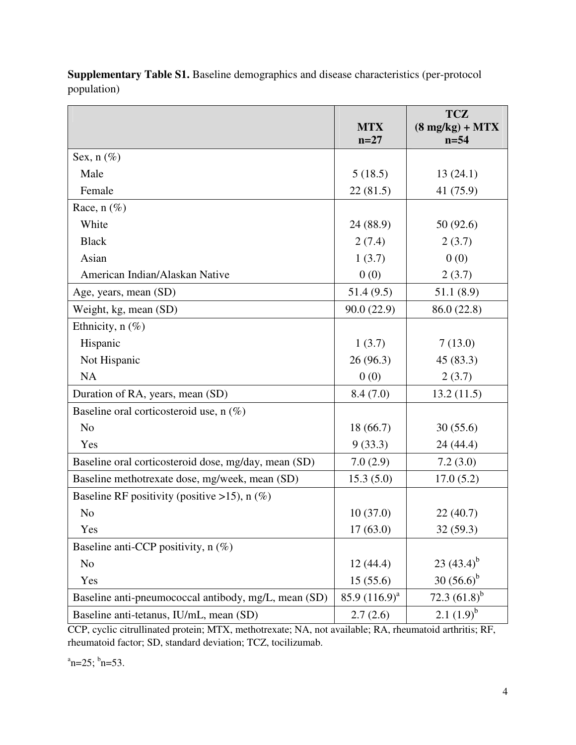**Supplementary Table S1.** Baseline demographics and disease characteristics (per-protocol population)

| | MTX n=27 | TCZ (8 mg/kg) + MTX n=54 |
|---|---|---|
| Sex, n (%) | | |
| Male | 5 (18.5) | 13 (24.1) |
| Female | 22 (81.5) | 41 (75.9) |
| Race, n (%) | | |
| White | 24 (88.9) | 50 (92.6) |
| Black | 2 (7.4) | 2 (3.7) |
| Asian | 1 (3.7) | 0 (0) |
| American Indian/Alaskan Native | 0 (0) | 2 (3.7) |
| Age, years, mean (SD) | 51.4 (9.5) | 51.1 (8.9) |
| Weight, kg, mean (SD) | 90.0 (22.9) | 86.0 (22.8) |
| Ethnicity, n (%) | | |
| Hispanic | 1 (3.7) | 7 (13.0) |
| Not Hispanic | 26 (96.3) | 45 (83.3) |
| NA | 0 (0) | 2 (3.7) |
| Duration of RA, years, mean (SD) | 8.4 (7.0) | 13.2 (11.5) |
| Baseline oral corticosteroid use, n (%) | | |
| No | 18 (66.7) | 30 (55.6) |
| Yes | 9 (33.3) | 24 (44.4) |
| Baseline oral corticosteroid dose, mg/day, mean (SD) | 7.0 (2.9) | 7.2 (3.0) |
| Baseline methotrexate dose, mg/week, mean (SD) | 15.3 (5.0) | 17.0 (5.2) |
| Baseline RF positivity (positive >15), n (%) | | |
| No | 10 (37.0) | 22 (40.7) |
| Yes | 17 (63.0) | 32 (59.3) |
| Baseline anti-CCP positivity, n (%) | | |
| No | 12 (44.4) | 23 (43.4)[b] |
| Yes | 15 (55.6) | 30 (56.6)[b] |
| Baseline anti-pneumococcal antibody, mg/L, mean (SD) | 85.9 (116.9)[a] | 72.3 (61.8)[b] |
| Baseline anti-tetanus, IU/mL, mean (SD) | 2.7 (2.6) | 2.1 (1.9)[b] |

CCP, cyclic citrullinated protein; MTX, methotrexate; NA, not available; RA, rheumatoid arthritis; RF, rheumatoid factor; SD, standard deviation; TCZ, tocilizumab.

[a]n=25; [b]n=53.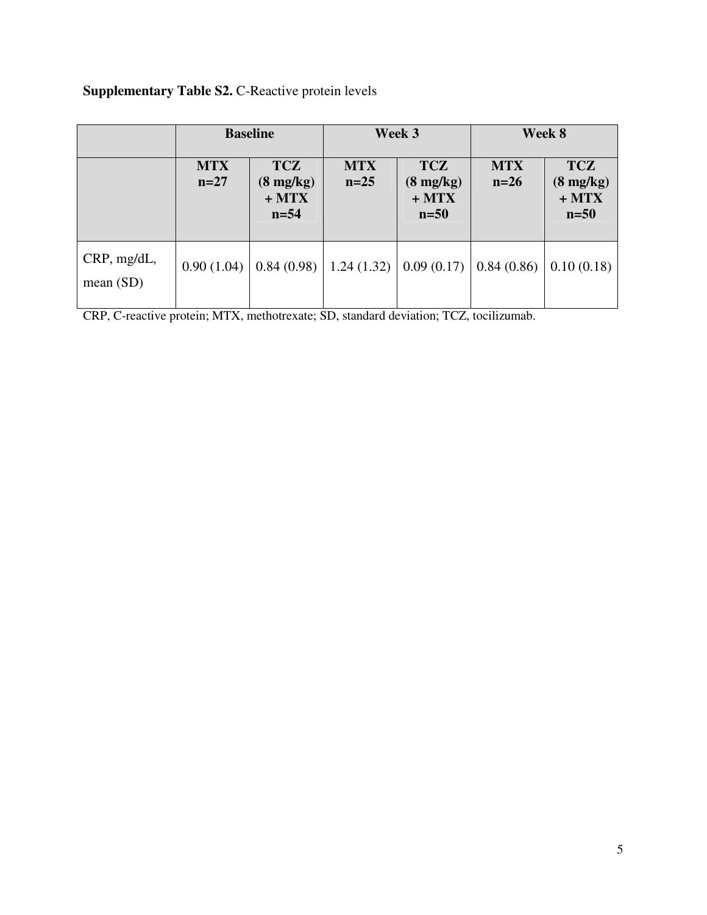**Supplementary Table S2.** C-Reactive protein levels

| | Baseline | | Week 3 | | Week 8 | |
|---|---|---|---|---|---|---|
| | MTX n=27 | TCZ (8 mg/kg) + MTX n=54 | MTX n=25 | TCZ (8 mg/kg) + MTX n=50 | MTX n=26 | TCZ (8 mg/kg) + MTX n=50 |
| CRP, mg/dL, mean (SD) | 0.90 (1.04) | 0.84 (0.98) | 1.24 (1.32) | 0.09 (0.17) | 0.84 (0.86) | 0.10 (0.18) |

CRP, C-reactive protein; MTX, methotrexate; SD, standard deviation; TCZ, tocilizumab.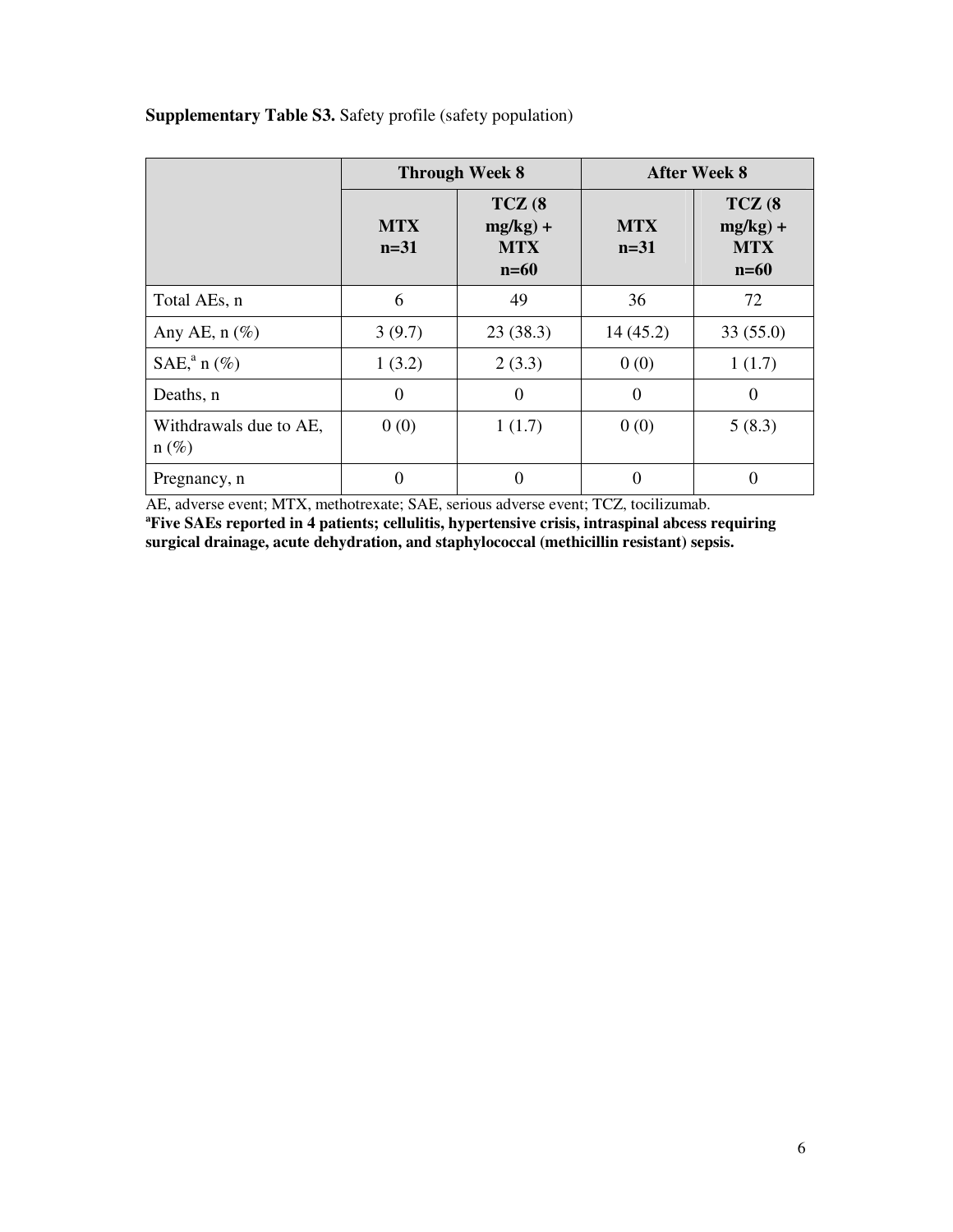**Supplementary Table S3.** Safety profile (safety population)

| | Through Week 8 | | After Week 8 | |
|---|---|---|---|---|
| | **MTX n=31** | **TCZ (8 mg/kg) + MTX n=60** | **MTX n=31** | **TCZ (8 mg/kg) + MTX n=60** |
| Total AEs, n | 6 | 49 | 36 | 72 |
| Any AE, n (%) | 3 (9.7) | 23 (38.3) | 14 (45.2) | 33 (55.0) |
| SAE,[a] n (%) | 1 (3.2) | 2 (3.3) | 0 (0) | 1 (1.7) |
| Deaths, n | 0 | 0 | 0 | 0 |
| Withdrawals due to AE, n (%) | 0 (0) | 1 (1.7) | 0 (0) | 5 (8.3) |
| Pregnancy, n | 0 | 0 | 0 | 0 |

AE, adverse event; MTX, methotrexate; SAE, serious adverse event; TCZ, tocilizumab.

**[a]Five SAEs reported in 4 patients; cellulitis, hypertensive crisis, intraspinal abcess requiring surgical drainage, acute dehydration, and staphylococcal (methicillin resistant) sepsis.**